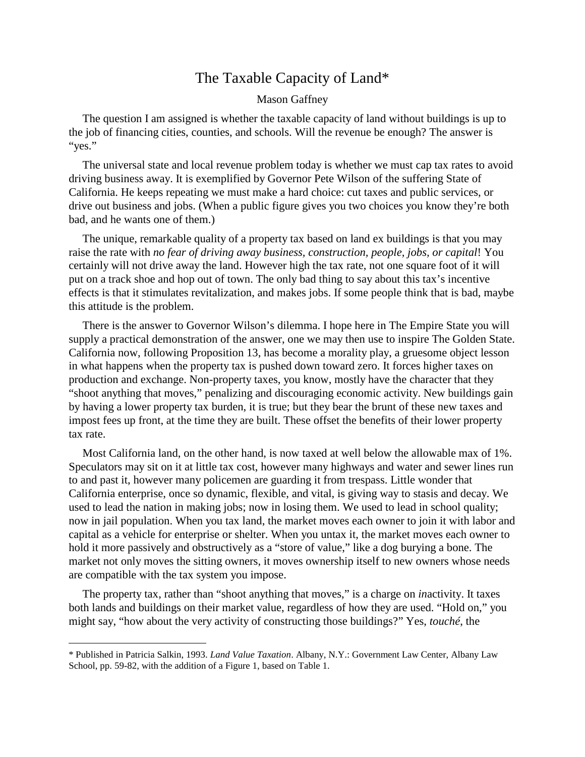# The Taxable Capacity of Land*

Mason Gaffney

The question I am assigned is whether the taxable capacity of land without buildings is up to the job of financing cities, counties, and schools. Will the revenue be enough? The answer is "yes."

The universal state and local revenue problem today is whether we must cap tax rates to avoid driving business away. It is exemplified by Governor Pete Wilson of the suffering State of California. He keeps repeating we must make a hard choice: cut taxes and public services, or drive out business and jobs. (When a public figure gives you two choices you know they're both bad, and he wants one of them.)

The unique, remarkable quality of a property tax based on land ex buildings is that you may raise the rate with *no fear of driving away business, construction, people, jobs, or capital*! You certainly will not drive away the land. However high the tax rate, not one square foot of it will put on a track shoe and hop out of town. The only bad thing to say about this tax's incentive effects is that it stimulates revitalization, and makes jobs. If some people think that is bad, maybe this attitude is the problem.

There is the answer to Governor Wilson's dilemma. I hope here in The Empire State you will supply a practical demonstration of the answer, one we may then use to inspire The Golden State. California now, following Proposition 13, has become a morality play, a gruesome object lesson in what happens when the property tax is pushed down toward zero. It forces higher taxes on production and exchange. Non-property taxes, you know, mostly have the character that they "shoot anything that moves," penalizing and discouraging economic activity. New buildings gain by having a lower property tax burden, it is true; but they bear the brunt of these new taxes and impost fees up front, at the time they are built. These offset the benefits of their lower property tax rate.

Most California land, on the other hand, is now taxed at well below the allowable max of 1%. Speculators may sit on it at little tax cost, however many highways and water and sewer lines run to and past it, however many policemen are guarding it from trespass. Little wonder that California enterprise, once so dynamic, flexible, and vital, is giving way to stasis and decay. We used to lead the nation in making jobs; now in losing them. We used to lead in school quality; now in jail population. When you tax land, the market moves each owner to join it with labor and capital as a vehicle for enterprise or shelter. When you untax it, the market moves each owner to hold it more passively and obstructively as a "store of value," like a dog burying a bone. The market not only moves the sitting owners, it moves ownership itself to new owners whose needs are compatible with the tax system you impose.

The property tax, rather than "shoot anything that moves," is a charge on *in*activity. It taxes both lands and buildings on their market value, regardless of how they are used. "Hold on," you might say, "how about the very activity of constructing those buildings?" Yes, *touché*, the

* Published in Patricia Salkin, 1993. *Land Value Taxation*. Albany, N.Y.: Government Law Center, Albany Law School, pp. 59-82, with the addition of a Figure 1, based on Table 1.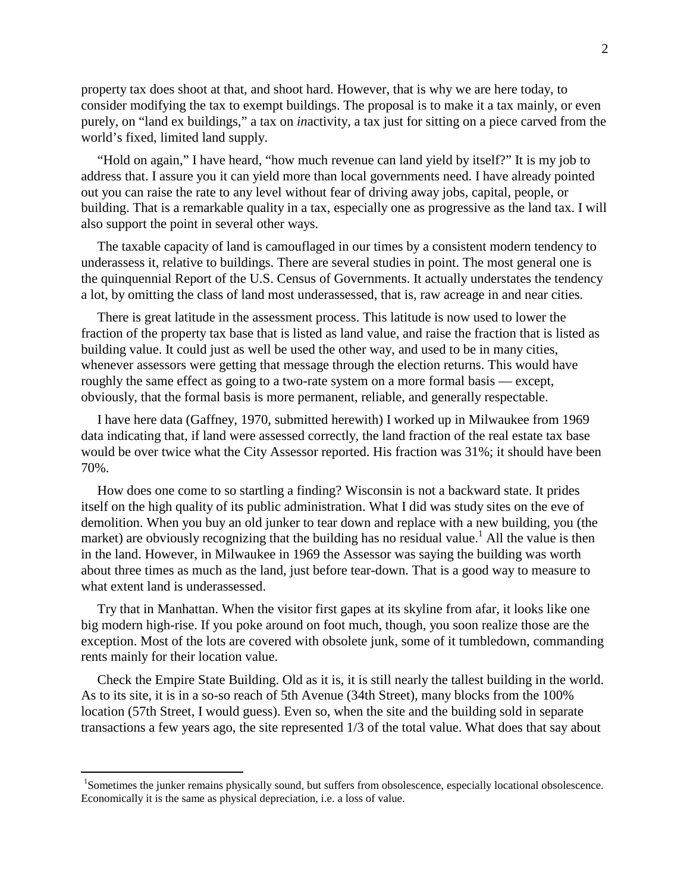property tax does shoot at that, and shoot hard. However, that is why we are here today, to consider modifying the tax to exempt buildings. The proposal is to make it a tax mainly, or even purely, on "land ex buildings," a tax on *in*activity, a tax just for sitting on a piece carved from the world's fixed, limited land supply.

"Hold on again," I have heard, "how much revenue can land yield by itself?" It is my job to address that. I assure you it can yield more than local governments need. I have already pointed out you can raise the rate to any level without fear of driving away jobs, capital, people, or building. That is a remarkable quality in a tax, especially one as progressive as the land tax. I will also support the point in several other ways.

The taxable capacity of land is camouflaged in our times by a consistent modern tendency to underassess it, relative to buildings. There are several studies in point. The most general one is the quinquennial Report of the U.S. Census of Governments. It actually understates the tendency a lot, by omitting the class of land most underassessed, that is, raw acreage in and near cities.

There is great latitude in the assessment process. This latitude is now used to lower the fraction of the property tax base that is listed as land value, and raise the fraction that is listed as building value. It could just as well be used the other way, and used to be in many cities, whenever assessors were getting that message through the election returns. This would have roughly the same effect as going to a two-rate system on a more formal basis — except, obviously, that the formal basis is more permanent, reliable, and generally respectable.

I have here data (Gaffney, 1970, submitted herewith) I worked up in Milwaukee from 1969 data indicating that, if land were assessed correctly, the land fraction of the real estate tax base would be over twice what the City Assessor reported. His fraction was 31%; it should have been 70%.

How does one come to so startling a finding? Wisconsin is not a backward state. It prides itself on the high quality of its public administration. What I did was study sites on the eve of demolition. When you buy an old junker to tear down and replace with a new building, you (the market) are obviously recognizing that the building has no residual value.[1] All the value is then in the land. However, in Milwaukee in 1969 the Assessor was saying the building was worth about three times as much as the land, just before tear-down. That is a good way to measure to what extent land is underassessed.

Try that in Manhattan. When the visitor first gapes at its skyline from afar, it looks like one big modern high-rise. If you poke around on foot much, though, you soon realize those are the exception. Most of the lots are covered with obsolete junk, some of it tumbledown, commanding rents mainly for their location value.

Check the Empire State Building. Old as it is, it is still nearly the tallest building in the world. As to its site, it is in a so-so reach of 5th Avenue (34th Street), many blocks from the 100% location (57th Street, I would guess). Even so, when the site and the building sold in separate transactions a few years ago, the site represented 1/3 of the total value. What does that say about

[1] Sometimes the junker remains physically sound, but suffers from obsolescence, especially locational obsolescence. Economically it is the same as physical depreciation, i.e. a loss of value.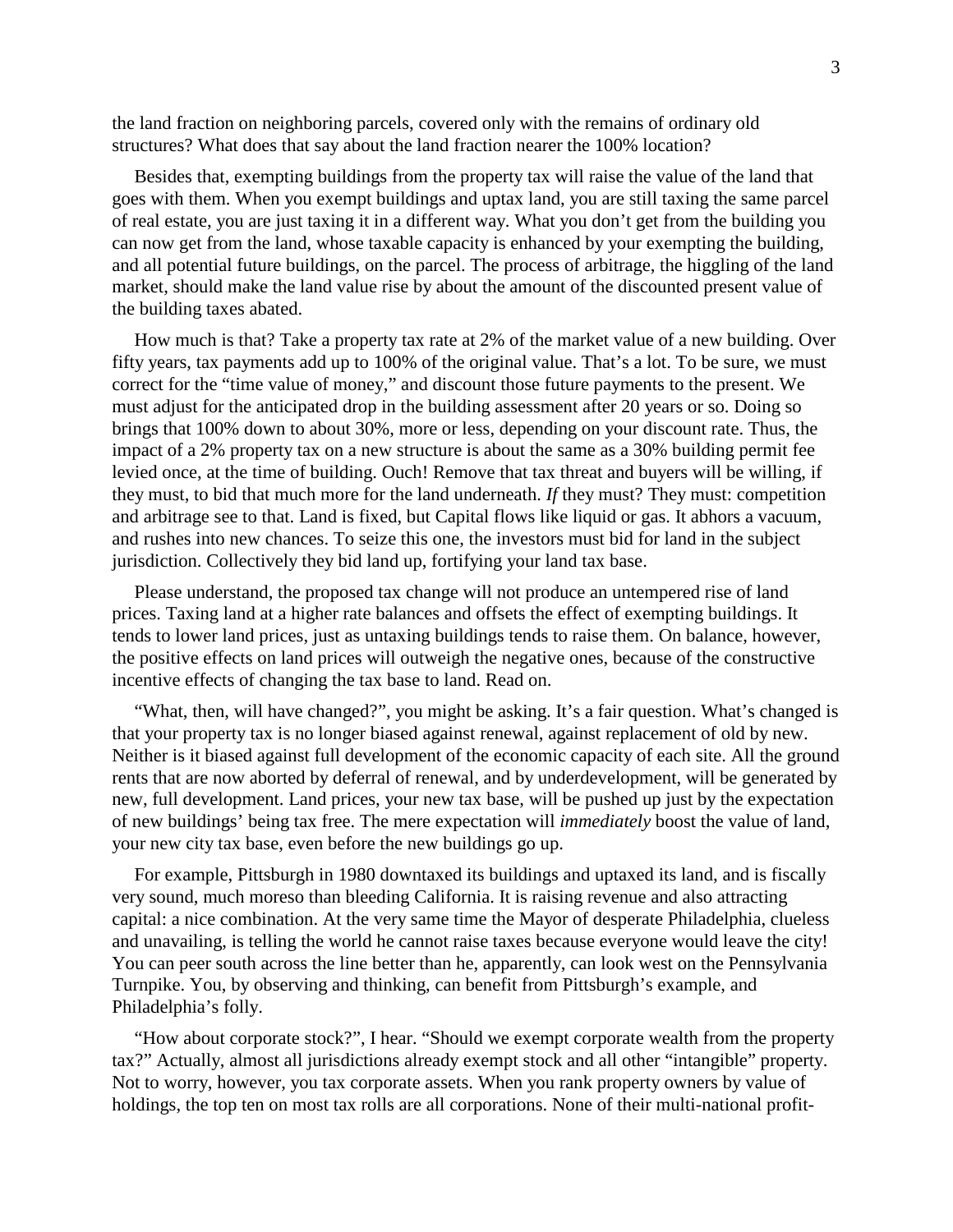the land fraction on neighboring parcels, covered only with the remains of ordinary old structures? What does that say about the land fraction nearer the 100% location?

Besides that, exempting buildings from the property tax will raise the value of the land that goes with them. When you exempt buildings and uptax land, you are still taxing the same parcel of real estate, you are just taxing it in a different way. What you don't get from the building you can now get from the land, whose taxable capacity is enhanced by your exempting the building, and all potential future buildings, on the parcel. The process of arbitrage, the higgling of the land market, should make the land value rise by about the amount of the discounted present value of the building taxes abated.

How much is that? Take a property tax rate at 2% of the market value of a new building. Over fifty years, tax payments add up to 100% of the original value. That's a lot. To be sure, we must correct for the "time value of money," and discount those future payments to the present. We must adjust for the anticipated drop in the building assessment after 20 years or so. Doing so brings that 100% down to about 30%, more or less, depending on your discount rate. Thus, the impact of a 2% property tax on a new structure is about the same as a 30% building permit fee levied once, at the time of building. Ouch! Remove that tax threat and buyers will be willing, if they must, to bid that much more for the land underneath. *If* they must? They must: competition and arbitrage see to that. Land is fixed, but Capital flows like liquid or gas. It abhors a vacuum, and rushes into new chances. To seize this one, the investors must bid for land in the subject jurisdiction. Collectively they bid land up, fortifying your land tax base.

Please understand, the proposed tax change will not produce an untempered rise of land prices. Taxing land at a higher rate balances and offsets the effect of exempting buildings. It tends to lower land prices, just as untaxing buildings tends to raise them. On balance, however, the positive effects on land prices will outweigh the negative ones, because of the constructive incentive effects of changing the tax base to land. Read on.

"What, then, will have changed?", you might be asking. It's a fair question. What's changed is that your property tax is no longer biased against renewal, against replacement of old by new. Neither is it biased against full development of the economic capacity of each site. All the ground rents that are now aborted by deferral of renewal, and by underdevelopment, will be generated by new, full development. Land prices, your new tax base, will be pushed up just by the expectation of new buildings' being tax free. The mere expectation will *immediately* boost the value of land, your new city tax base, even before the new buildings go up.

For example, Pittsburgh in 1980 downtaxed its buildings and uptaxed its land, and is fiscally very sound, much moreso than bleeding California. It is raising revenue and also attracting capital: a nice combination. At the very same time the Mayor of desperate Philadelphia, clueless and unavailing, is telling the world he cannot raise taxes because everyone would leave the city! You can peer south across the line better than he, apparently, can look west on the Pennsylvania Turnpike. You, by observing and thinking, can benefit from Pittsburgh's example, and Philadelphia's folly.

"How about corporate stock?", I hear. "Should we exempt corporate wealth from the property tax?" Actually, almost all jurisdictions already exempt stock and all other "intangible" property. Not to worry, however, you tax corporate assets. When you rank property owners by value of holdings, the top ten on most tax rolls are all corporations. None of their multi-national profit-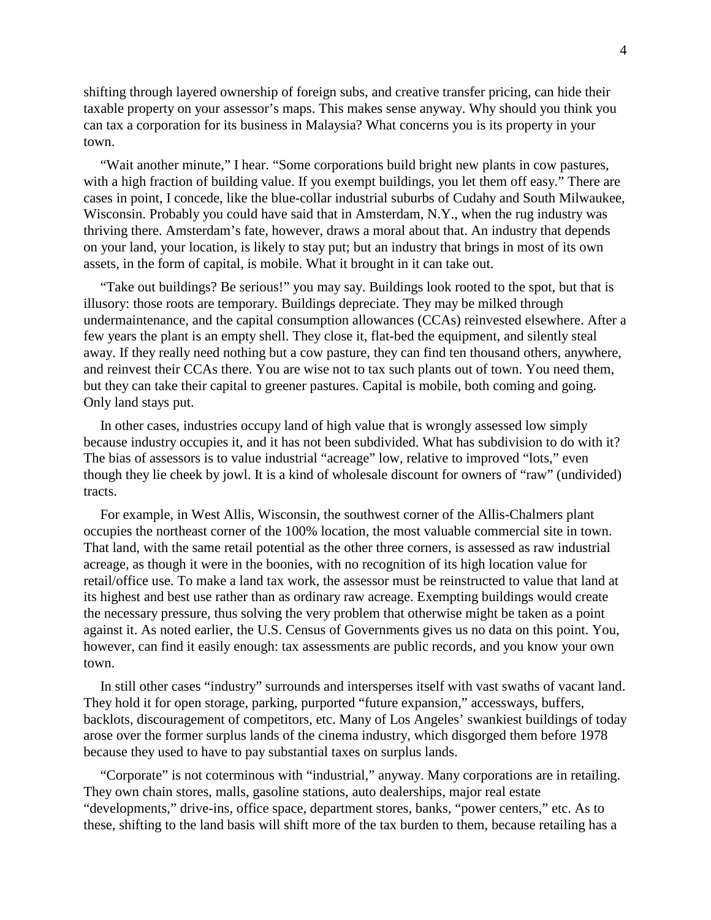shifting through layered ownership of foreign subs, and creative transfer pricing, can hide their taxable property on your assessor's maps. This makes sense anyway. Why should you think you can tax a corporation for its business in Malaysia? What concerns you is its property in your town.

"Wait another minute," I hear. "Some corporations build bright new plants in cow pastures, with a high fraction of building value. If you exempt buildings, you let them off easy." There are cases in point, I concede, like the blue-collar industrial suburbs of Cudahy and South Milwaukee, Wisconsin. Probably you could have said that in Amsterdam, N.Y., when the rug industry was thriving there. Amsterdam's fate, however, draws a moral about that. An industry that depends on your land, your location, is likely to stay put; but an industry that brings in most of its own assets, in the form of capital, is mobile. What it brought in it can take out.

"Take out buildings? Be serious!" you may say. Buildings look rooted to the spot, but that is illusory: those roots are temporary. Buildings depreciate. They may be milked through undermaintenance, and the capital consumption allowances (CCAs) reinvested elsewhere. After a few years the plant is an empty shell. They close it, flat-bed the equipment, and silently steal away. If they really need nothing but a cow pasture, they can find ten thousand others, anywhere, and reinvest their CCAs there. You are wise not to tax such plants out of town. You need them, but they can take their capital to greener pastures. Capital is mobile, both coming and going. Only land stays put.

In other cases, industries occupy land of high value that is wrongly assessed low simply because industry occupies it, and it has not been subdivided. What has subdivision to do with it? The bias of assessors is to value industrial "acreage" low, relative to improved "lots," even though they lie cheek by jowl. It is a kind of wholesale discount for owners of "raw" (undivided) tracts.

For example, in West Allis, Wisconsin, the southwest corner of the Allis-Chalmers plant occupies the northeast corner of the 100% location, the most valuable commercial site in town. That land, with the same retail potential as the other three corners, is assessed as raw industrial acreage, as though it were in the boonies, with no recognition of its high location value for retail/office use. To make a land tax work, the assessor must be reinstructed to value that land at its highest and best use rather than as ordinary raw acreage. Exempting buildings would create the necessary pressure, thus solving the very problem that otherwise might be taken as a point against it. As noted earlier, the U.S. Census of Governments gives us no data on this point. You, however, can find it easily enough: tax assessments are public records, and you know your own town.

In still other cases "industry" surrounds and intersperses itself with vast swaths of vacant land. They hold it for open storage, parking, purported "future expansion," accessways, buffers, backlots, discouragement of competitors, etc. Many of Los Angeles' swankiest buildings of today arose over the former surplus lands of the cinema industry, which disgorged them before 1978 because they used to have to pay substantial taxes on surplus lands.

"Corporate" is not coterminous with "industrial," anyway. Many corporations are in retailing. They own chain stores, malls, gasoline stations, auto dealerships, major real estate "developments," drive-ins, office space, department stores, banks, "power centers," etc. As to these, shifting to the land basis will shift more of the tax burden to them, because retailing has a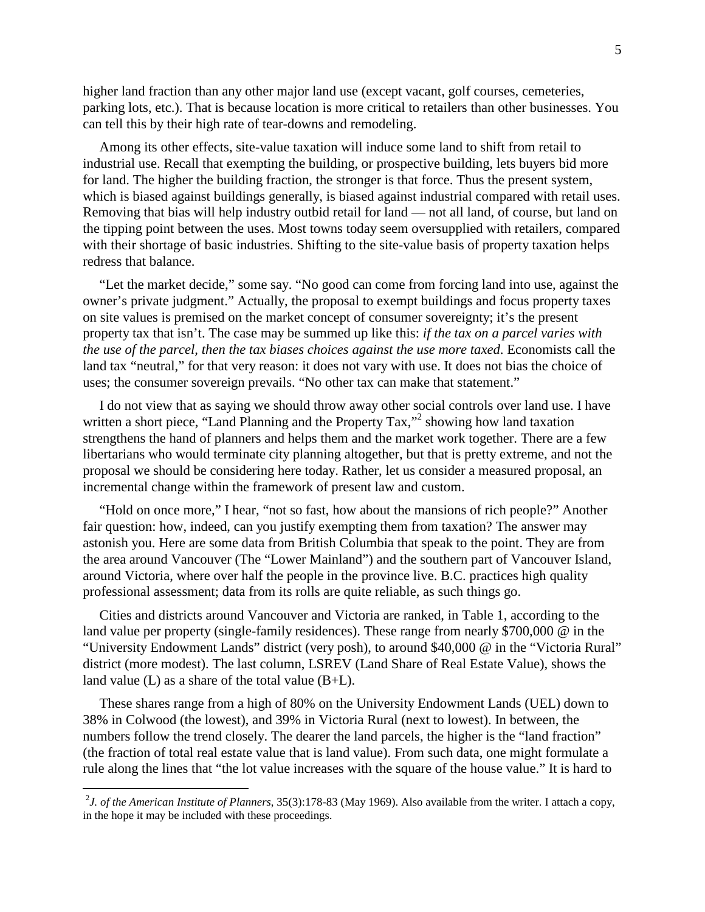higher land fraction than any other major land use (except vacant, golf courses, cemeteries, parking lots, etc.). That is because location is more critical to retailers than other businesses. You can tell this by their high rate of tear-downs and remodeling.

Among its other effects, site-value taxation will induce some land to shift from retail to industrial use. Recall that exempting the building, or prospective building, lets buyers bid more for land. The higher the building fraction, the stronger is that force. Thus the present system, which is biased against buildings generally, is biased against industrial compared with retail uses. Removing that bias will help industry outbid retail for land — not all land, of course, but land on the tipping point between the uses. Most towns today seem oversupplied with retailers, compared with their shortage of basic industries. Shifting to the site-value basis of property taxation helps redress that balance.

"Let the market decide," some say. "No good can come from forcing land into use, against the owner's private judgment." Actually, the proposal to exempt buildings and focus property taxes on site values is premised on the market concept of consumer sovereignty; it's the present property tax that isn't. The case may be summed up like this: *if the tax on a parcel varies with the use of the parcel, then the tax biases choices against the use more taxed*. Economists call the land tax "neutral," for that very reason: it does not vary with use. It does not bias the choice of uses; the consumer sovereign prevails. "No other tax can make that statement."

I do not view that as saying we should throw away other social controls over land use. I have written a short piece, "Land Planning and the Property Tax,"[2] showing how land taxation strengthens the hand of planners and helps them and the market work together. There are a few libertarians who would terminate city planning altogether, but that is pretty extreme, and not the proposal we should be considering here today. Rather, let us consider a measured proposal, an incremental change within the framework of present law and custom.

"Hold on once more," I hear, "not so fast, how about the mansions of rich people?" Another fair question: how, indeed, can you justify exempting them from taxation? The answer may astonish you. Here are some data from British Columbia that speak to the point. They are from the area around Vancouver (The "Lower Mainland") and the southern part of Vancouver Island, around Victoria, where over half the people in the province live. B.C. practices high quality professional assessment; data from its rolls are quite reliable, as such things go.

Cities and districts around Vancouver and Victoria are ranked, in Table 1, according to the land value per property (single-family residences). These range from nearly $700,000 @ in the "University Endowment Lands" district (very posh), to around $40,000 @ in the "Victoria Rural" district (more modest). The last column, LSREV (Land Share of Real Estate Value), shows the land value (L) as a share of the total value (B+L).

These shares range from a high of 80% on the University Endowment Lands (UEL) down to 38% in Colwood (the lowest), and 39% in Victoria Rural (next to lowest). In between, the numbers follow the trend closely. The dearer the land parcels, the higher is the "land fraction" (the fraction of total real estate value that is land value). From such data, one might formulate a rule along the lines that "the lot value increases with the square of the house value." It is hard to

[2] *J. of the American Institute of Planners*, 35(3):178-83 (May 1969). Also available from the writer. I attach a copy, in the hope it may be included with these proceedings.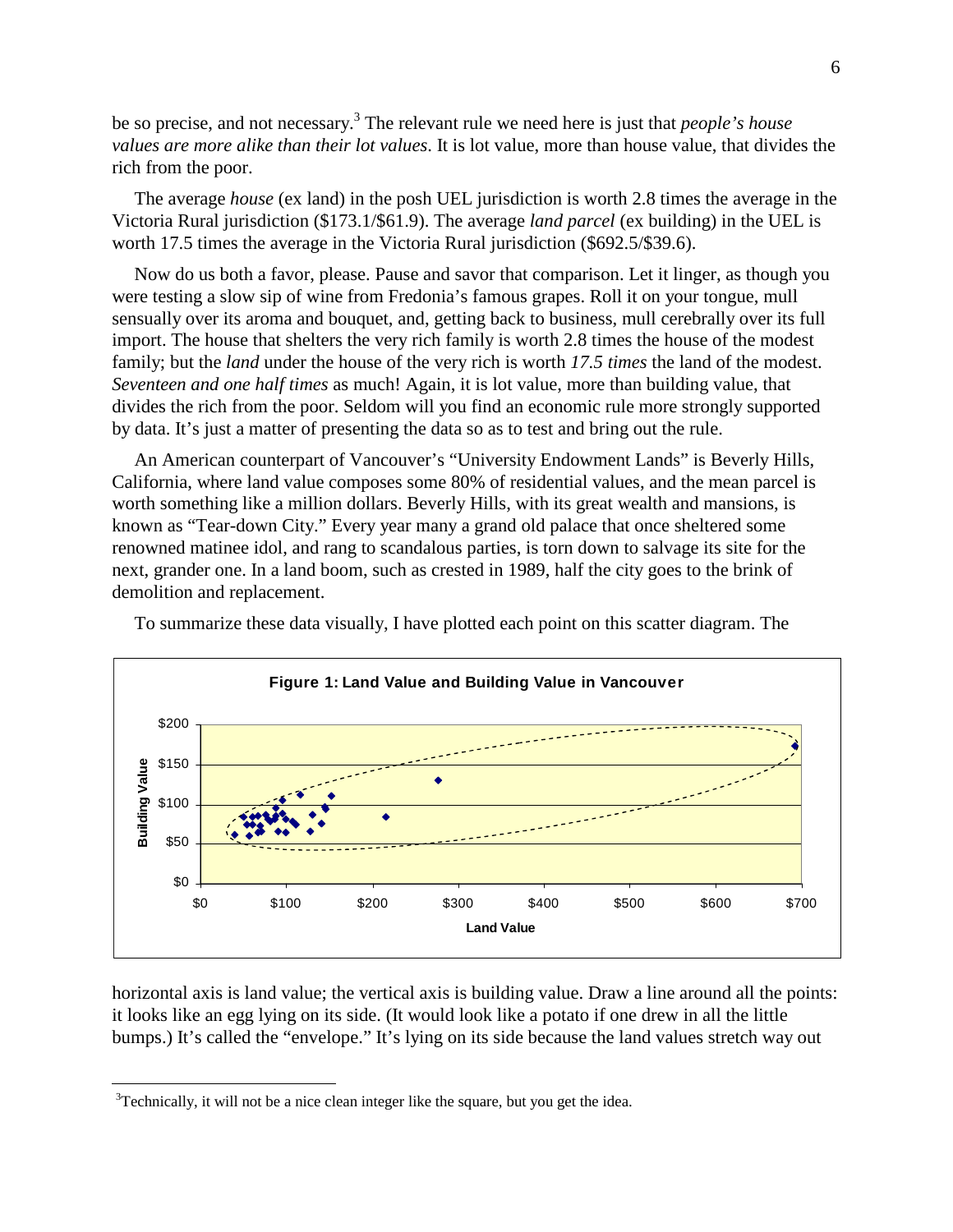be so precise, and not necessary.[3] The relevant rule we need here is just that *people's house values are more alike than their lot values*. It is lot value, more than house value, that divides the rich from the poor.

The average *house* (ex land) in the posh UEL jurisdiction is worth 2.8 times the average in the Victoria Rural jurisdiction ($173.1/$61.9). The average *land parcel* (ex building) in the UEL is worth 17.5 times the average in the Victoria Rural jurisdiction ($692.5/$39.6).

Now do us both a favor, please. Pause and savor that comparison. Let it linger, as though you were testing a slow sip of wine from Fredonia's famous grapes. Roll it on your tongue, mull sensually over its aroma and bouquet, and, getting back to business, mull cerebrally over its full import. The house that shelters the very rich family is worth 2.8 times the house of the modest family; but the *land* under the house of the very rich is worth *17.5 times* the land of the modest. *Seventeen and one half times* as much! Again, it is lot value, more than building value, that divides the rich from the poor. Seldom will you find an economic rule more strongly supported by data. It's just a matter of presenting the data so as to test and bring out the rule.

An American counterpart of Vancouver's "University Endowment Lands" is Beverly Hills, California, where land value composes some 80% of residential values, and the mean parcel is worth something like a million dollars. Beverly Hills, with its great wealth and mansions, is known as "Tear-down City." Every year many a grand old palace that once sheltered some renowned matinee idol, and rang to scandalous parties, is torn down to salvage its site for the next, grander one. In a land boom, such as crested in 1989, half the city goes to the brink of demolition and replacement.

To summarize these data visually, I have plotted each point on this scatter diagram. The

**Figure 1: Land Value and Building Value in Vancouver**

horizontal axis is land value; the vertical axis is building value. Draw a line around all the points: it looks like an egg lying on its side. (It would look like a potato if one drew in all the little bumps.) It's called the "envelope." It's lying on its side because the land values stretch way out

[3] Technically, it will not be a nice clean integer like the square, but you get the idea.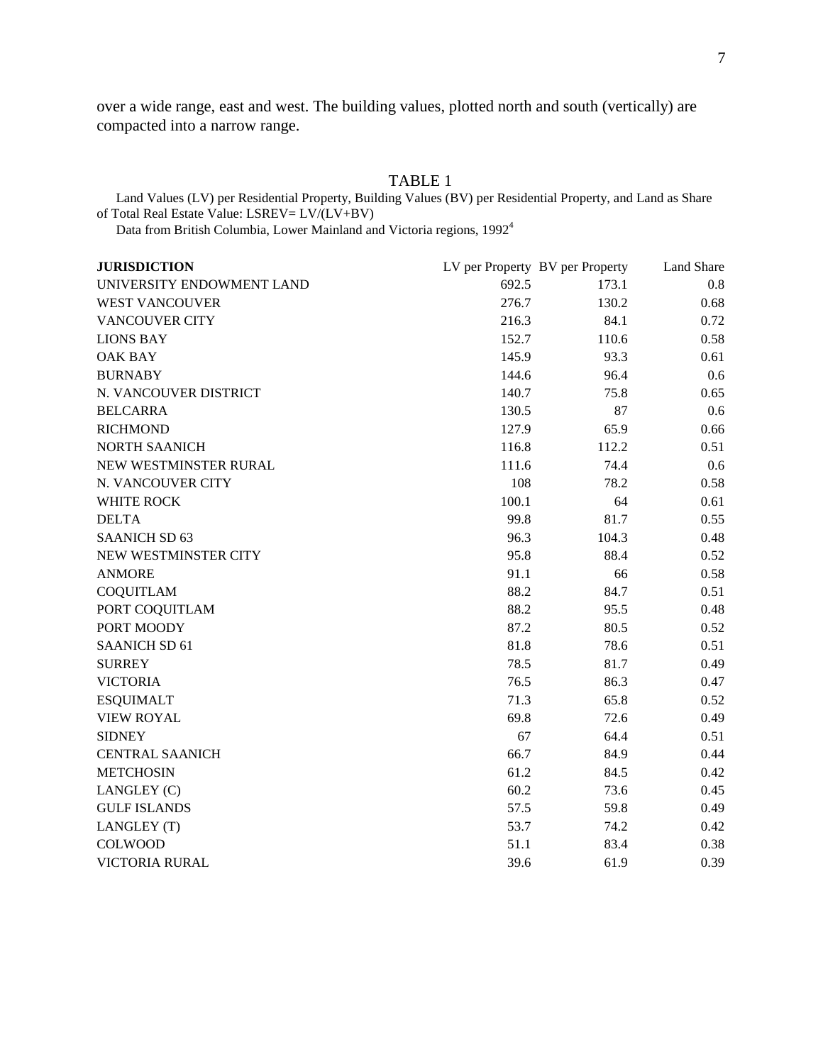over a wide range, east and west. The building values, plotted north and south (vertically) are compacted into a narrow range.

TABLE 1

Land Values (LV) per Residential Property, Building Values (BV) per Residential Property, and Land as Share of Total Real Estate Value: LSREV= LV/(LV+BV)

Data from British Columbia, Lower Mainland and Victoria regions, 1992[4]

| **JURISDICTION** | LV per Property | BV per Property | Land Share |
|---|---|---|---|
| UNIVERSITY ENDOWMENT LAND | 692.5 | 173.1 | 0.8 |
| WEST VANCOUVER | 276.7 | 130.2 | 0.68 |
| VANCOUVER CITY | 216.3 | 84.1 | 0.72 |
| LIONS BAY | 152.7 | 110.6 | 0.58 |
| OAK BAY | 145.9 | 93.3 | 0.61 |
| BURNABY | 144.6 | 96.4 | 0.6 |
| N. VANCOUVER DISTRICT | 140.7 | 75.8 | 0.65 |
| BELCARRA | 130.5 | 87 | 0.6 |
| RICHMOND | 127.9 | 65.9 | 0.66 |
| NORTH SAANICH | 116.8 | 112.2 | 0.51 |
| NEW WESTMINSTER RURAL | 111.6 | 74.4 | 0.6 |
| N. VANCOUVER CITY | 108 | 78.2 | 0.58 |
| WHITE ROCK | 100.1 | 64 | 0.61 |
| DELTA | 99.8 | 81.7 | 0.55 |
| SAANICH SD 63 | 96.3 | 104.3 | 0.48 |
| NEW WESTMINSTER CITY | 95.8 | 88.4 | 0.52 |
| ANMORE | 91.1 | 66 | 0.58 |
| COQUITLAM | 88.2 | 84.7 | 0.51 |
| PORT COQUITLAM | 88.2 | 95.5 | 0.48 |
| PORT MOODY | 87.2 | 80.5 | 0.52 |
| SAANICH SD 61 | 81.8 | 78.6 | 0.51 |
| SURREY | 78.5 | 81.7 | 0.49 |
| VICTORIA | 76.5 | 86.3 | 0.47 |
| ESQUIMALT | 71.3 | 65.8 | 0.52 |
| VIEW ROYAL | 69.8 | 72.6 | 0.49 |
| SIDNEY | 67 | 64.4 | 0.51 |
| CENTRAL SAANICH | 66.7 | 84.9 | 0.44 |
| METCHOSIN | 61.2 | 84.5 | 0.42 |
| LANGLEY (C) | 60.2 | 73.6 | 0.45 |
| GULF ISLANDS | 57.5 | 59.8 | 0.49 |
| LANGLEY (T) | 53.7 | 74.2 | 0.42 |
| COLWOOD | 51.1 | 83.4 | 0.38 |
| VICTORIA RURAL | 39.6 | 61.9 | 0.39 |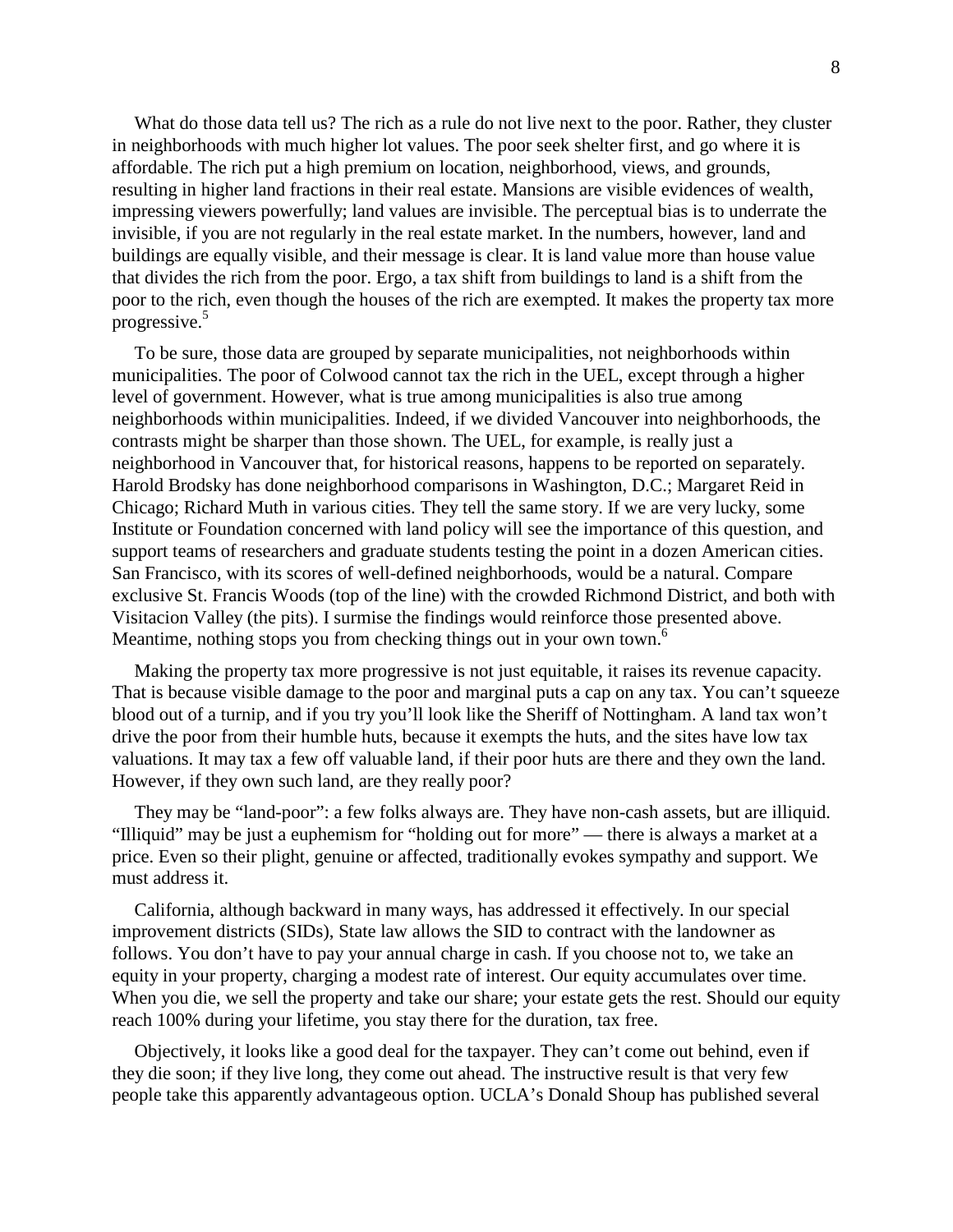What do those data tell us? The rich as a rule do not live next to the poor. Rather, they cluster in neighborhoods with much higher lot values. The poor seek shelter first, and go where it is affordable. The rich put a high premium on location, neighborhood, views, and grounds, resulting in higher land fractions in their real estate. Mansions are visible evidences of wealth, impressing viewers powerfully; land values are invisible. The perceptual bias is to underrate the invisible, if you are not regularly in the real estate market. In the numbers, however, land and buildings are equally visible, and their message is clear. It is land value more than house value that divides the rich from the poor. Ergo, a tax shift from buildings to land is a shift from the poor to the rich, even though the houses of the rich are exempted. It makes the property tax more progressive.[5]

To be sure, those data are grouped by separate municipalities, not neighborhoods within municipalities. The poor of Colwood cannot tax the rich in the UEL, except through a higher level of government. However, what is true among municipalities is also true among neighborhoods within municipalities. Indeed, if we divided Vancouver into neighborhoods, the contrasts might be sharper than those shown. The UEL, for example, is really just a neighborhood in Vancouver that, for historical reasons, happens to be reported on separately. Harold Brodsky has done neighborhood comparisons in Washington, D.C.; Margaret Reid in Chicago; Richard Muth in various cities. They tell the same story. If we are very lucky, some Institute or Foundation concerned with land policy will see the importance of this question, and support teams of researchers and graduate students testing the point in a dozen American cities. San Francisco, with its scores of well-defined neighborhoods, would be a natural. Compare exclusive St. Francis Woods (top of the line) with the crowded Richmond District, and both with Visitacion Valley (the pits). I surmise the findings would reinforce those presented above. Meantime, nothing stops you from checking things out in your own town.[6]

Making the property tax more progressive is not just equitable, it raises its revenue capacity. That is because visible damage to the poor and marginal puts a cap on any tax. You can't squeeze blood out of a turnip, and if you try you'll look like the Sheriff of Nottingham. A land tax won't drive the poor from their humble huts, because it exempts the huts, and the sites have low tax valuations. It may tax a few off valuable land, if their poor huts are there and they own the land. However, if they own such land, are they really poor?

They may be "land-poor": a few folks always are. They have non-cash assets, but are illiquid. "Illiquid" may be just a euphemism for "holding out for more" — there is always a market at a price. Even so their plight, genuine or affected, traditionally evokes sympathy and support. We must address it.

California, although backward in many ways, has addressed it effectively. In our special improvement districts (SIDs), State law allows the SID to contract with the landowner as follows. You don't have to pay your annual charge in cash. If you choose not to, we take an equity in your property, charging a modest rate of interest. Our equity accumulates over time. When you die, we sell the property and take our share; your estate gets the rest. Should our equity reach 100% during your lifetime, you stay there for the duration, tax free.

Objectively, it looks like a good deal for the taxpayer. They can't come out behind, even if they die soon; if they live long, they come out ahead. The instructive result is that very few people take this apparently advantageous option. UCLA's Donald Shoup has published several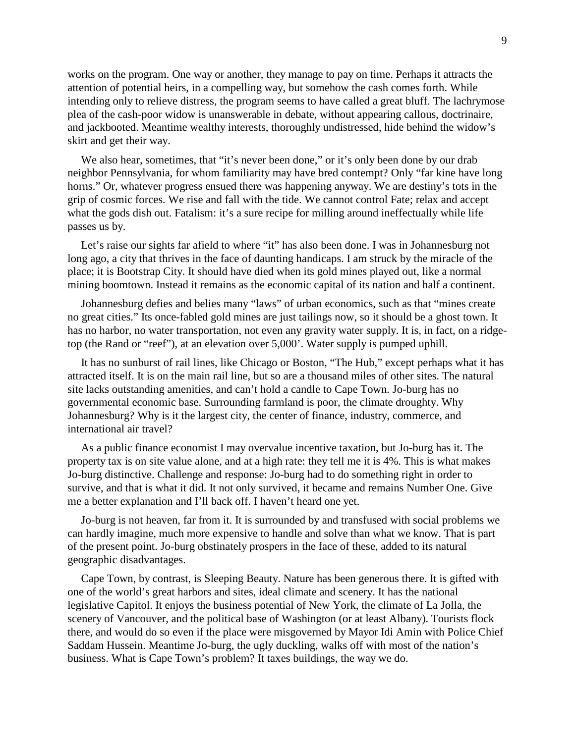works on the program. One way or another, they manage to pay on time. Perhaps it attracts the attention of potential heirs, in a compelling way, but somehow the cash comes forth. While intending only to relieve distress, the program seems to have called a great bluff. The lachrymose plea of the cash-poor widow is unanswerable in debate, without appearing callous, doctrinaire, and jackbooted. Meantime wealthy interests, thoroughly undistressed, hide behind the widow's skirt and get their way.

We also hear, sometimes, that "it's never been done," or it's only been done by our drab neighbor Pennsylvania, for whom familiarity may have bred contempt? Only "far kine have long horns." Or, whatever progress ensued there was happening anyway. We are destiny's tots in the grip of cosmic forces. We rise and fall with the tide. We cannot control Fate; relax and accept what the gods dish out. Fatalism: it's a sure recipe for milling around ineffectually while life passes us by.

Let's raise our sights far afield to where "it" has also been done. I was in Johannesburg not long ago, a city that thrives in the face of daunting handicaps. I am struck by the miracle of the place; it is Bootstrap City. It should have died when its gold mines played out, like a normal mining boomtown. Instead it remains as the economic capital of its nation and half a continent.

Johannesburg defies and belies many "laws" of urban economics, such as that "mines create no great cities." Its once-fabled gold mines are just tailings now, so it should be a ghost town. It has no harbor, no water transportation, not even any gravity water supply. It is, in fact, on a ridge-top (the Rand or "reef"), at an elevation over 5,000'. Water supply is pumped uphill.

It has no sunburst of rail lines, like Chicago or Boston, "The Hub," except perhaps what it has attracted itself. It is on the main rail line, but so are a thousand miles of other sites. The natural site lacks outstanding amenities, and can't hold a candle to Cape Town. Jo-burg has no governmental economic base. Surrounding farmland is poor, the climate droughty. Why Johannesburg? Why is it the largest city, the center of finance, industry, commerce, and international air travel?

As a public finance economist I may overvalue incentive taxation, but Jo-burg has it. The property tax is on site value alone, and at a high rate: they tell me it is 4%. This is what makes Jo-burg distinctive. Challenge and response: Jo-burg had to do something right in order to survive, and that is what it did. It not only survived, it became and remains Number One. Give me a better explanation and I'll back off. I haven't heard one yet.

Jo-burg is not heaven, far from it. It is surrounded by and transfused with social problems we can hardly imagine, much more expensive to handle and solve than what we know. That is part of the present point. Jo-burg obstinately prospers in the face of these, added to its natural geographic disadvantages.

Cape Town, by contrast, is Sleeping Beauty. Nature has been generous there. It is gifted with one of the world's great harbors and sites, ideal climate and scenery. It has the national legislative Capitol. It enjoys the business potential of New York, the climate of La Jolla, the scenery of Vancouver, and the political base of Washington (or at least Albany). Tourists flock there, and would do so even if the place were misgoverned by Mayor Idi Amin with Police Chief Saddam Hussein. Meantime Jo-burg, the ugly duckling, walks off with most of the nation's business. What is Cape Town's problem? It taxes buildings, the way we do.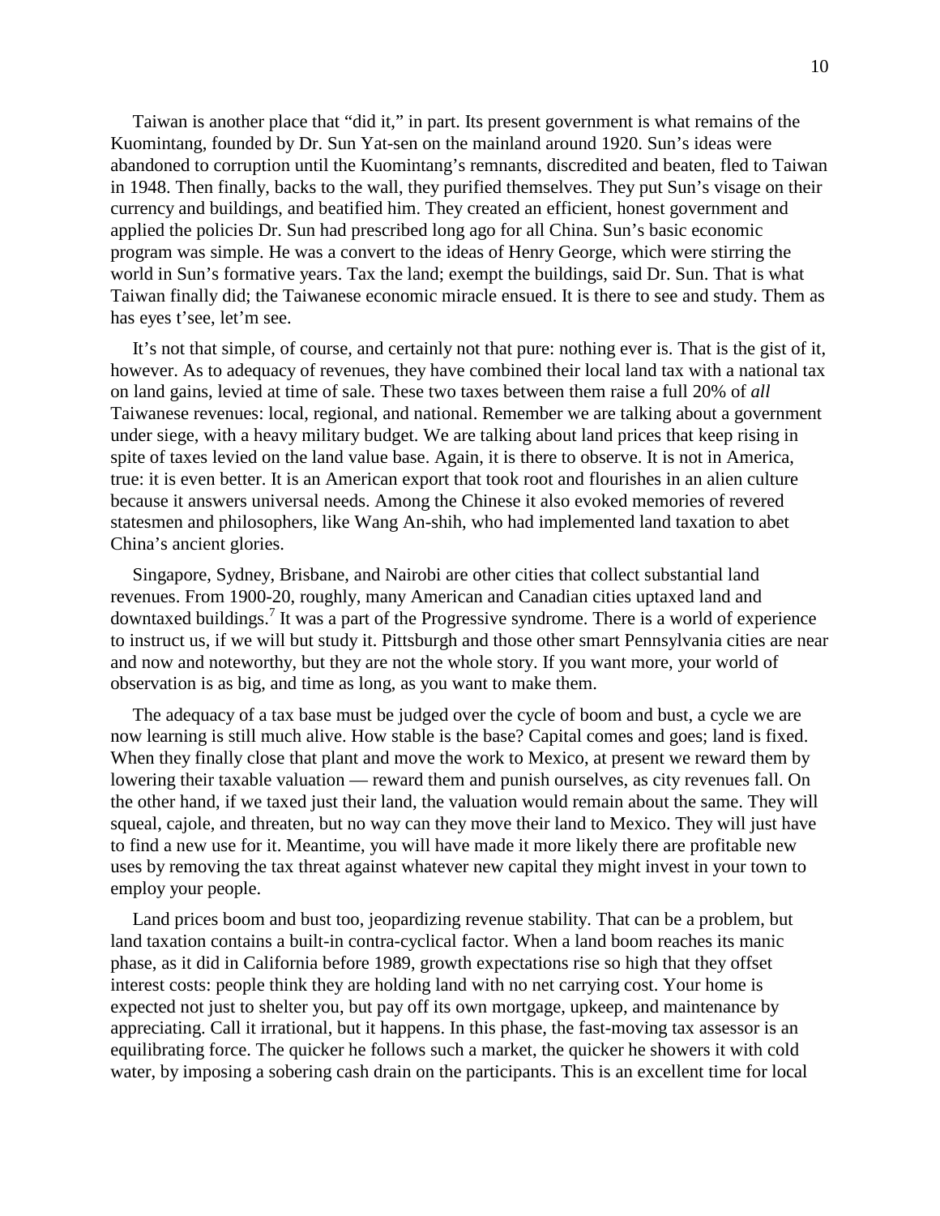Taiwan is another place that "did it," in part. Its present government is what remains of the Kuomintang, founded by Dr. Sun Yat-sen on the mainland around 1920. Sun's ideas were abandoned to corruption until the Kuomintang's remnants, discredited and beaten, fled to Taiwan in 1948. Then finally, backs to the wall, they purified themselves. They put Sun's visage on their currency and buildings, and beatified him. They created an efficient, honest government and applied the policies Dr. Sun had prescribed long ago for all China. Sun's basic economic program was simple. He was a convert to the ideas of Henry George, which were stirring the world in Sun's formative years. Tax the land; exempt the buildings, said Dr. Sun. That is what Taiwan finally did; the Taiwanese economic miracle ensued. It is there to see and study. Them as has eyes t'see, let'm see.

It's not that simple, of course, and certainly not that pure: nothing ever is. That is the gist of it, however. As to adequacy of revenues, they have combined their local land tax with a national tax on land gains, levied at time of sale. These two taxes between them raise a full 20% of *all* Taiwanese revenues: local, regional, and national. Remember we are talking about a government under siege, with a heavy military budget. We are talking about land prices that keep rising in spite of taxes levied on the land value base. Again, it is there to observe. It is not in America, true: it is even better. It is an American export that took root and flourishes in an alien culture because it answers universal needs. Among the Chinese it also evoked memories of revered statesmen and philosophers, like Wang An-shih, who had implemented land taxation to abet China's ancient glories.

Singapore, Sydney, Brisbane, and Nairobi are other cities that collect substantial land revenues. From 1900-20, roughly, many American and Canadian cities uptaxed land and downtaxed buildings.[7] It was a part of the Progressive syndrome. There is a world of experience to instruct us, if we will but study it. Pittsburgh and those other smart Pennsylvania cities are near and now and noteworthy, but they are not the whole story. If you want more, your world of observation is as big, and time as long, as you want to make them.

The adequacy of a tax base must be judged over the cycle of boom and bust, a cycle we are now learning is still much alive. How stable is the base? Capital comes and goes; land is fixed. When they finally close that plant and move the work to Mexico, at present we reward them by lowering their taxable valuation — reward them and punish ourselves, as city revenues fall. On the other hand, if we taxed just their land, the valuation would remain about the same. They will squeal, cajole, and threaten, but no way can they move their land to Mexico. They will just have to find a new use for it. Meantime, you will have made it more likely there are profitable new uses by removing the tax threat against whatever new capital they might invest in your town to employ your people.

Land prices boom and bust too, jeopardizing revenue stability. That can be a problem, but land taxation contains a built-in contra-cyclical factor. When a land boom reaches its manic phase, as it did in California before 1989, growth expectations rise so high that they offset interest costs: people think they are holding land with no net carrying cost. Your home is expected not just to shelter you, but pay off its own mortgage, upkeep, and maintenance by appreciating. Call it irrational, but it happens. In this phase, the fast-moving tax assessor is an equilibrating force. The quicker he follows such a market, the quicker he showers it with cold water, by imposing a sobering cash drain on the participants. This is an excellent time for local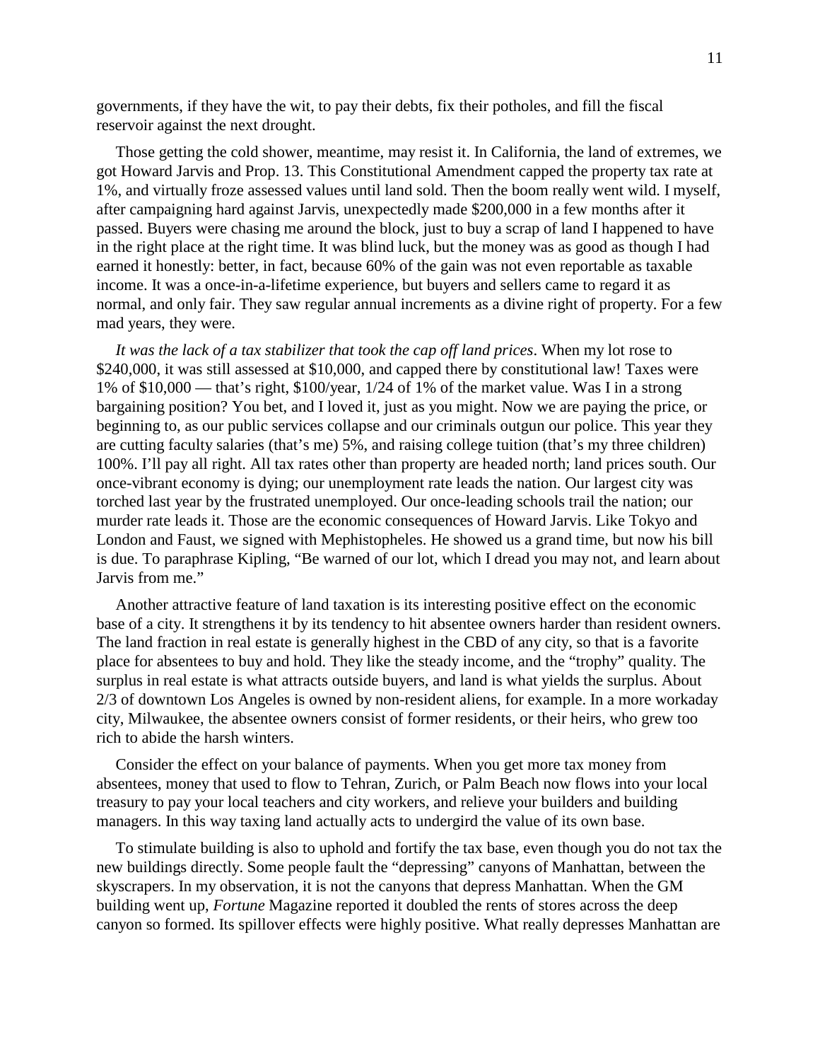governments, if they have the wit, to pay their debts, fix their potholes, and fill the fiscal reservoir against the next drought.

Those getting the cold shower, meantime, may resist it. In California, the land of extremes, we got Howard Jarvis and Prop. 13. This Constitutional Amendment capped the property tax rate at 1%, and virtually froze assessed values until land sold. Then the boom really went wild. I myself, after campaigning hard against Jarvis, unexpectedly made $200,000 in a few months after it passed. Buyers were chasing me around the block, just to buy a scrap of land I happened to have in the right place at the right time. It was blind luck, but the money was as good as though I had earned it honestly: better, in fact, because 60% of the gain was not even reportable as taxable income. It was a once-in-a-lifetime experience, but buyers and sellers came to regard it as normal, and only fair. They saw regular annual increments as a divine right of property. For a few mad years, they were.

*It was the lack of a tax stabilizer that took the cap off land prices*. When my lot rose to $240,000, it was still assessed at $10,000, and capped there by constitutional law! Taxes were 1% of $10,000 — that's right, $100/year, 1/24 of 1% of the market value. Was I in a strong bargaining position? You bet, and I loved it, just as you might. Now we are paying the price, or beginning to, as our public services collapse and our criminals outgun our police. This year they are cutting faculty salaries (that's me) 5%, and raising college tuition (that's my three children) 100%. I'll pay all right. All tax rates other than property are headed north; land prices south. Our once-vibrant economy is dying; our unemployment rate leads the nation. Our largest city was torched last year by the frustrated unemployed. Our once-leading schools trail the nation; our murder rate leads it. Those are the economic consequences of Howard Jarvis. Like Tokyo and London and Faust, we signed with Mephistopheles. He showed us a grand time, but now his bill is due. To paraphrase Kipling, "Be warned of our lot, which I dread you may not, and learn about Jarvis from me."

Another attractive feature of land taxation is its interesting positive effect on the economic base of a city. It strengthens it by its tendency to hit absentee owners harder than resident owners. The land fraction in real estate is generally highest in the CBD of any city, so that is a favorite place for absentees to buy and hold. They like the steady income, and the "trophy" quality. The surplus in real estate is what attracts outside buyers, and land is what yields the surplus. About 2/3 of downtown Los Angeles is owned by non-resident aliens, for example. In a more workaday city, Milwaukee, the absentee owners consist of former residents, or their heirs, who grew too rich to abide the harsh winters.

Consider the effect on your balance of payments. When you get more tax money from absentees, money that used to flow to Tehran, Zurich, or Palm Beach now flows into your local treasury to pay your local teachers and city workers, and relieve your builders and building managers. In this way taxing land actually acts to undergird the value of its own base.

To stimulate building is also to uphold and fortify the tax base, even though you do not tax the new buildings directly. Some people fault the "depressing" canyons of Manhattan, between the skyscrapers. In my observation, it is not the canyons that depress Manhattan. When the GM building went up, *Fortune* Magazine reported it doubled the rents of stores across the deep canyon so formed. Its spillover effects were highly positive. What really depresses Manhattan are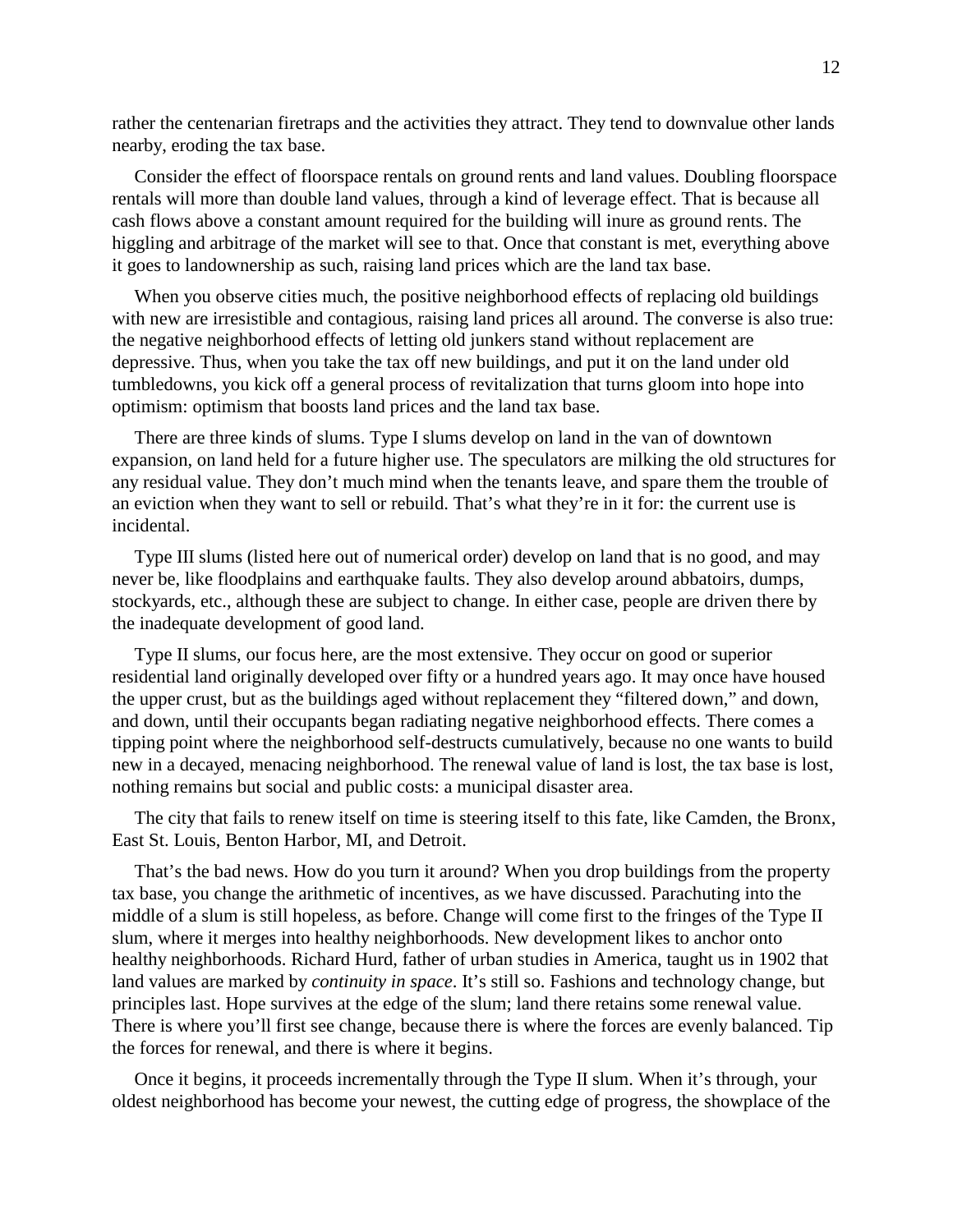rather the centenarian firetraps and the activities they attract. They tend to downvalue other lands nearby, eroding the tax base.

Consider the effect of floorspace rentals on ground rents and land values. Doubling floorspace rentals will more than double land values, through a kind of leverage effect. That is because all cash flows above a constant amount required for the building will inure as ground rents. The higgling and arbitrage of the market will see to that. Once that constant is met, everything above it goes to landownership as such, raising land prices which are the land tax base.

When you observe cities much, the positive neighborhood effects of replacing old buildings with new are irresistible and contagious, raising land prices all around. The converse is also true: the negative neighborhood effects of letting old junkers stand without replacement are depressive. Thus, when you take the tax off new buildings, and put it on the land under old tumbledowns, you kick off a general process of revitalization that turns gloom into hope into optimism: optimism that boosts land prices and the land tax base.

There are three kinds of slums. Type I slums develop on land in the van of downtown expansion, on land held for a future higher use. The speculators are milking the old structures for any residual value. They don't much mind when the tenants leave, and spare them the trouble of an eviction when they want to sell or rebuild. That's what they're in it for: the current use is incidental.

Type III slums (listed here out of numerical order) develop on land that is no good, and may never be, like floodplains and earthquake faults. They also develop around abbatoirs, dumps, stockyards, etc., although these are subject to change. In either case, people are driven there by the inadequate development of good land.

Type II slums, our focus here, are the most extensive. They occur on good or superior residential land originally developed over fifty or a hundred years ago. It may once have housed the upper crust, but as the buildings aged without replacement they "filtered down," and down, and down, until their occupants began radiating negative neighborhood effects. There comes a tipping point where the neighborhood self-destructs cumulatively, because no one wants to build new in a decayed, menacing neighborhood. The renewal value of land is lost, the tax base is lost, nothing remains but social and public costs: a municipal disaster area.

The city that fails to renew itself on time is steering itself to this fate, like Camden, the Bronx, East St. Louis, Benton Harbor, MI, and Detroit.

That's the bad news. How do you turn it around? When you drop buildings from the property tax base, you change the arithmetic of incentives, as we have discussed. Parachuting into the middle of a slum is still hopeless, as before. Change will come first to the fringes of the Type II slum, where it merges into healthy neighborhoods. New development likes to anchor onto healthy neighborhoods. Richard Hurd, father of urban studies in America, taught us in 1902 that land values are marked by *continuity in space*. It's still so. Fashions and technology change, but principles last. Hope survives at the edge of the slum; land there retains some renewal value. There is where you'll first see change, because there is where the forces are evenly balanced. Tip the forces for renewal, and there is where it begins.

Once it begins, it proceeds incrementally through the Type II slum. When it's through, your oldest neighborhood has become your newest, the cutting edge of progress, the showplace of the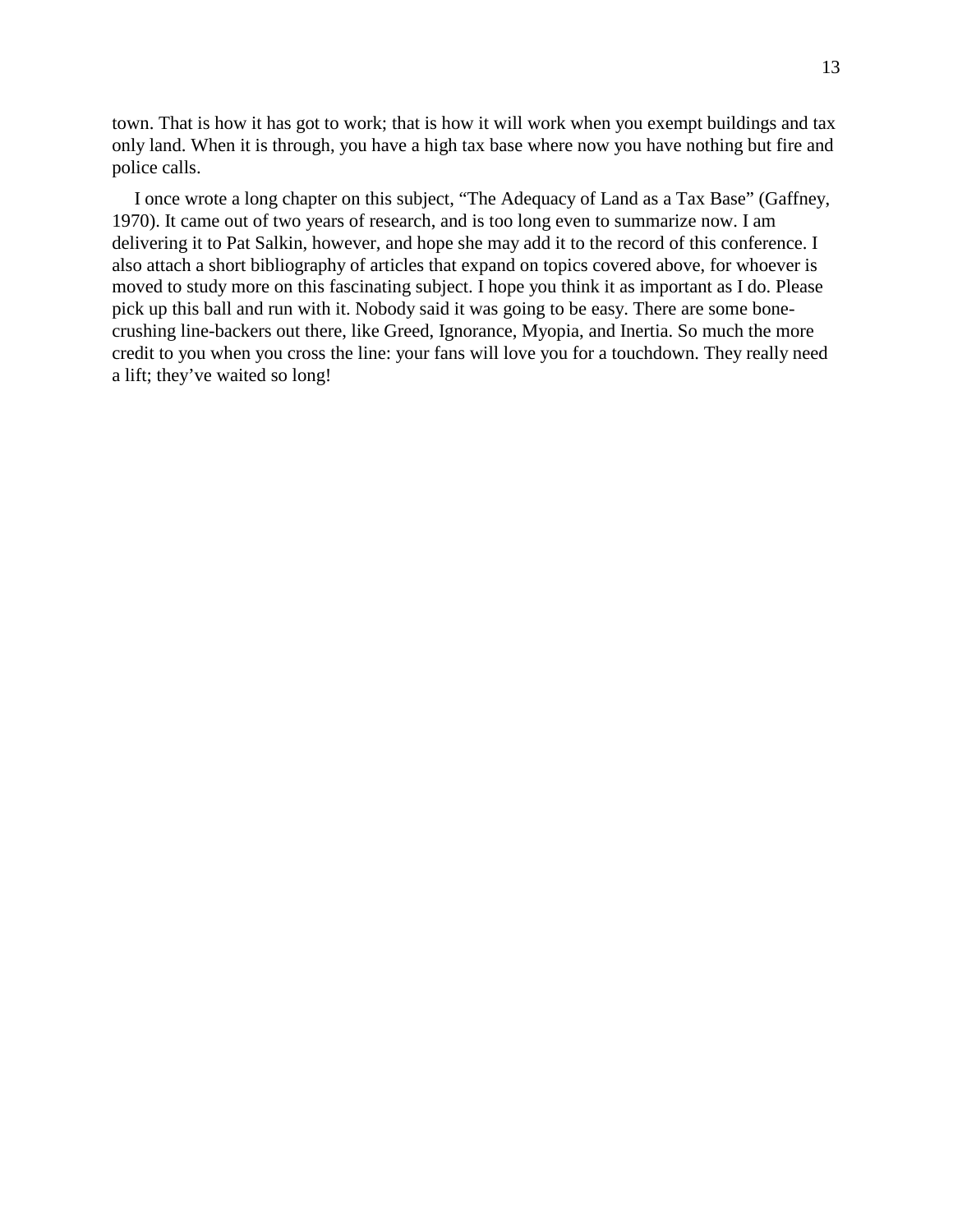town. That is how it has got to work; that is how it will work when you exempt buildings and tax only land. When it is through, you have a high tax base where now you have nothing but fire and police calls.

I once wrote a long chapter on this subject, "The Adequacy of Land as a Tax Base" (Gaffney, 1970). It came out of two years of research, and is too long even to summarize now. I am delivering it to Pat Salkin, however, and hope she may add it to the record of this conference. I also attach a short bibliography of articles that expand on topics covered above, for whoever is moved to study more on this fascinating subject. I hope you think it as important as I do. Please pick up this ball and run with it. Nobody said it was going to be easy. There are some bone-crushing line-backers out there, like Greed, Ignorance, Myopia, and Inertia. So much the more credit to you when you cross the line: your fans will love you for a touchdown. They really need a lift; they've waited so long!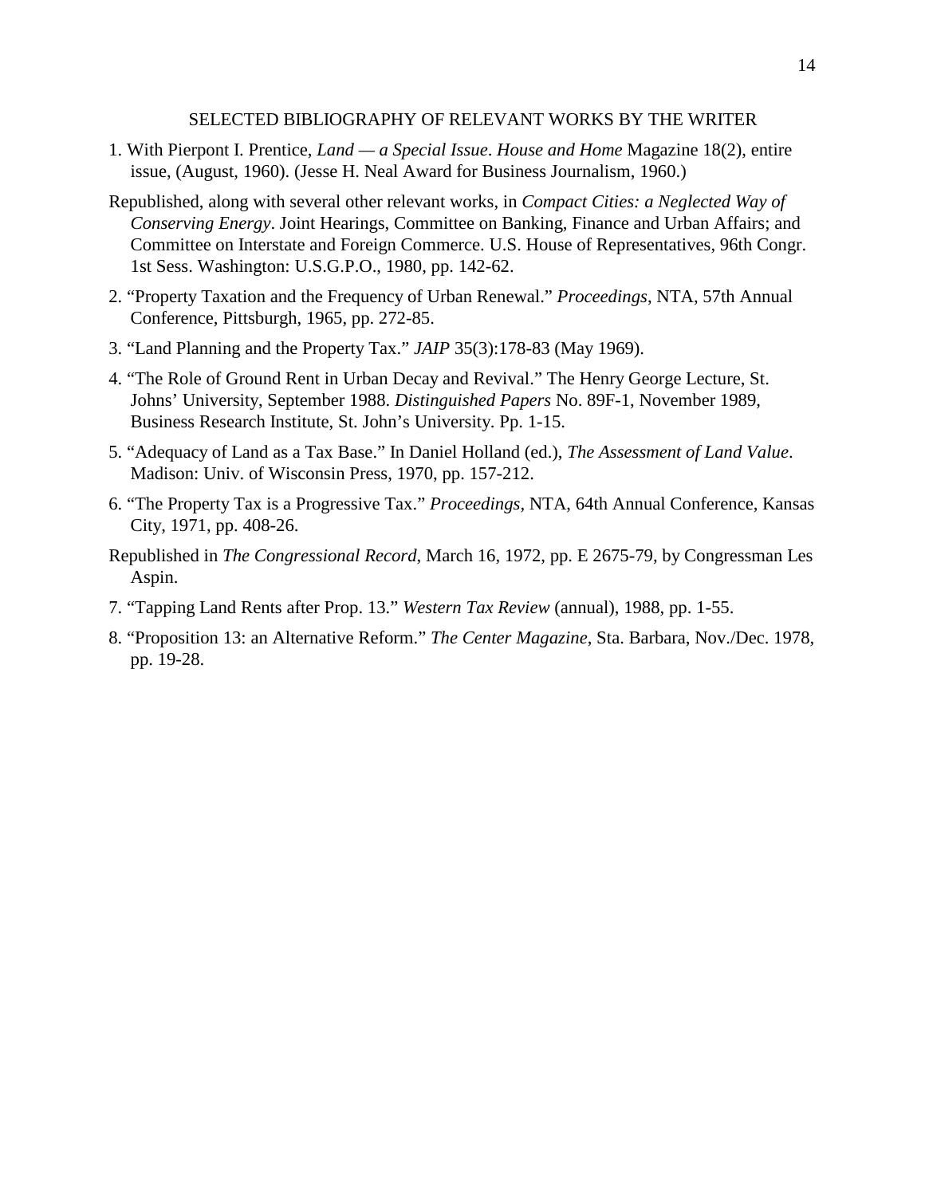## SELECTED BIBLIOGRAPHY OF RELEVANT WORKS BY THE WRITER

1. With Pierpont I. Prentice, *Land — a Special Issue*. *House and Home* Magazine 18(2), entire issue, (August, 1960). (Jesse H. Neal Award for Business Journalism, 1960.)

Republished, along with several other relevant works, in *Compact Cities: a Neglected Way of Conserving Energy*. Joint Hearings, Committee on Banking, Finance and Urban Affairs; and Committee on Interstate and Foreign Commerce. U.S. House of Representatives, 96th Congr. 1st Sess. Washington: U.S.G.P.O., 1980, pp. 142-62.

2. "Property Taxation and the Frequency of Urban Renewal." *Proceedings*, NTA, 57th Annual Conference, Pittsburgh, 1965, pp. 272-85.

3. "Land Planning and the Property Tax." *JAIP* 35(3):178-83 (May 1969).

4. "The Role of Ground Rent in Urban Decay and Revival." The Henry George Lecture, St. Johns' University, September 1988. *Distinguished Papers* No. 89F-1, November 1989, Business Research Institute, St. John's University. Pp. 1-15.

5. "Adequacy of Land as a Tax Base." In Daniel Holland (ed.), *The Assessment of Land Value*. Madison: Univ. of Wisconsin Press, 1970, pp. 157-212.

6. "The Property Tax is a Progressive Tax." *Proceedings*, NTA, 64th Annual Conference, Kansas City, 1971, pp. 408-26.

Republished in *The Congressional Record*, March 16, 1972, pp. E 2675-79, by Congressman Les Aspin.

7. "Tapping Land Rents after Prop. 13." *Western Tax Review* (annual), 1988, pp. 1-55.

8. "Proposition 13: an Alternative Reform." *The Center Magazine*, Sta. Barbara, Nov./Dec. 1978, pp. 19-28.